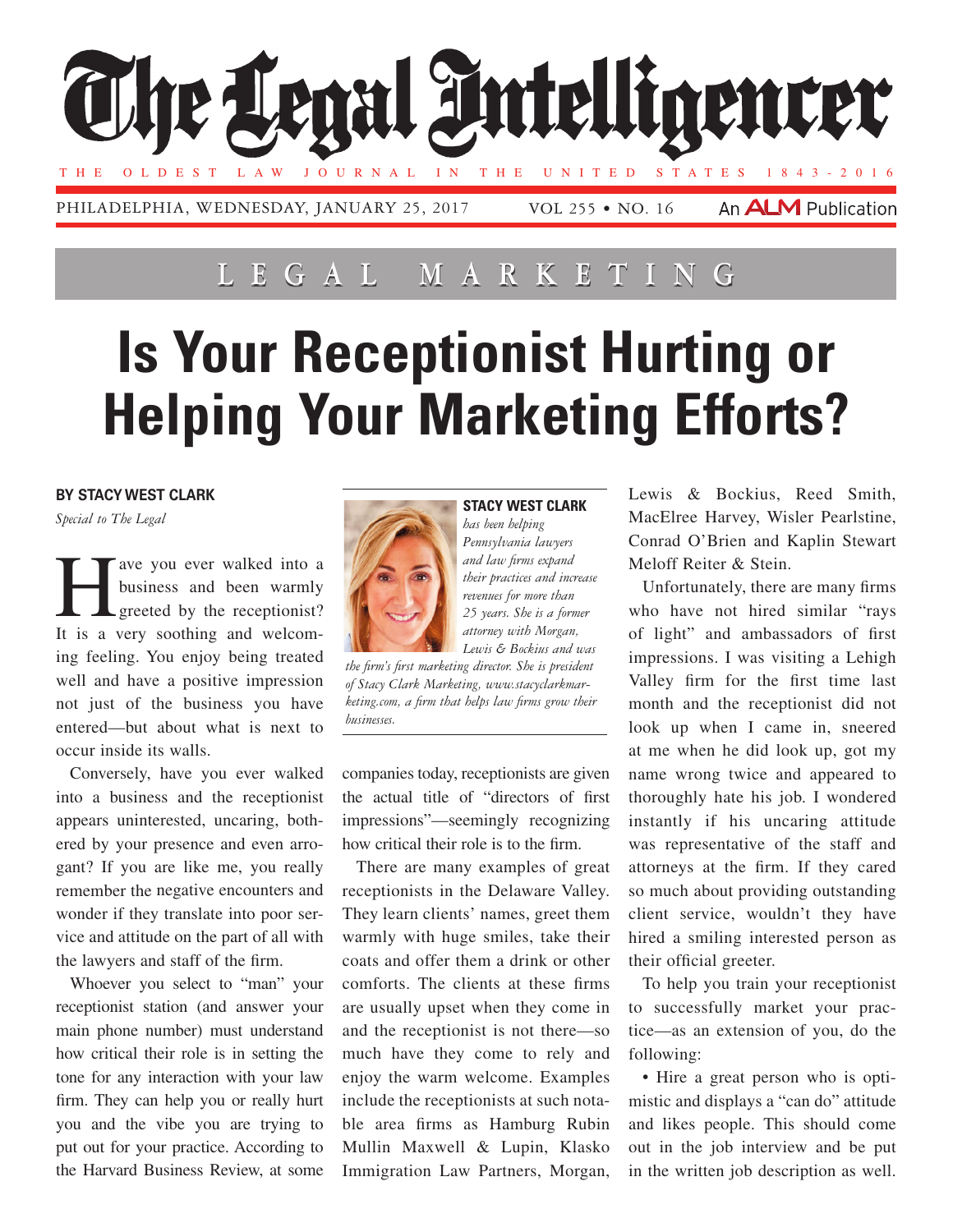# Is Your Receptionist Hurting or Helping Your Marketing Efforts?

LEGAL MARKETING

**BY STACY WEST CLARK**

*Special to The Legal*

Have you ever walked into a business and been warmly greeted by the receptionist? It is a very soothing and welcoming feeling. You enjoy being treated well and have a positive impression not just of the business you have entered—but about what is next to occur inside its walls.

Conversely, have you ever walked into a business and the receptionist appears uninterested, uncaring, bothered by your presence and even arrogant? If you are like me, you really remember the negative encounters and wonder if they translate into poor service and attitude on the part of all with the lawyers and staff of the firm.

Whoever you select to "man" your receptionist station (and answer your main phone number) must understand how critical their role is in setting the tone for any interaction with your law firm. They can help you or really hurt you and the vibe you are trying to put out for your practice. According to the Harvard Business Review, at some companies today, receptionists are given the actual title of "directors of first impressions"—seemingly recognizing how critical their role is to the firm.

There are many examples of great receptionists in the Delaware Valley. They learn clients' names, greet them warmly with huge smiles, take their coats and offer them a drink or other comforts. The clients at these firms are usually upset when they come in and the receptionist is not there—so much have they come to rely and enjoy the warm welcome. Examples include the receptionists at such notable area firms as Hamburg Rubin Mullin Maxwell & Lupin, Klasko Immigration Law Partners, Morgan, Lewis & Bockius, Reed Smith, MacElree Harvey, Wisler Pearlstine, Conrad O'Brien and Kaplin Stewart Meloff Reiter & Stein.

Unfortunately, there are many firms who have not hired similar "rays of light" and ambassadors of first impressions. I was visiting a Lehigh Valley firm for the first time last month and the receptionist did not look up when I came in, sneered at me when he did look up, got my name wrong twice and appeared to thoroughly hate his job. I wondered instantly if his uncaring attitude was representative of the staff and attorneys at the firm. If they cared so much about providing outstanding client service, wouldn't they have hired a smiling interested person as their official greeter.

To help you train your receptionist to successfully market your practice—as an extension of you, do the following:

- Hire a great person who is optimistic and displays a "can do" attitude and likes people. This should come out in the job interview and be put in the written job description as well.

---

**STACY WEST CLARK** *has been helping Pennsylvania lawyers and law firms expand their practices and increase revenues for more than 25 years. She is a former attorney with Morgan, Lewis & Bockius and was the firm's first marketing director. She is president of Stacy Clark Marketing, www.stacyclarkmarketing.com, a firm that helps law firms grow their businesses.*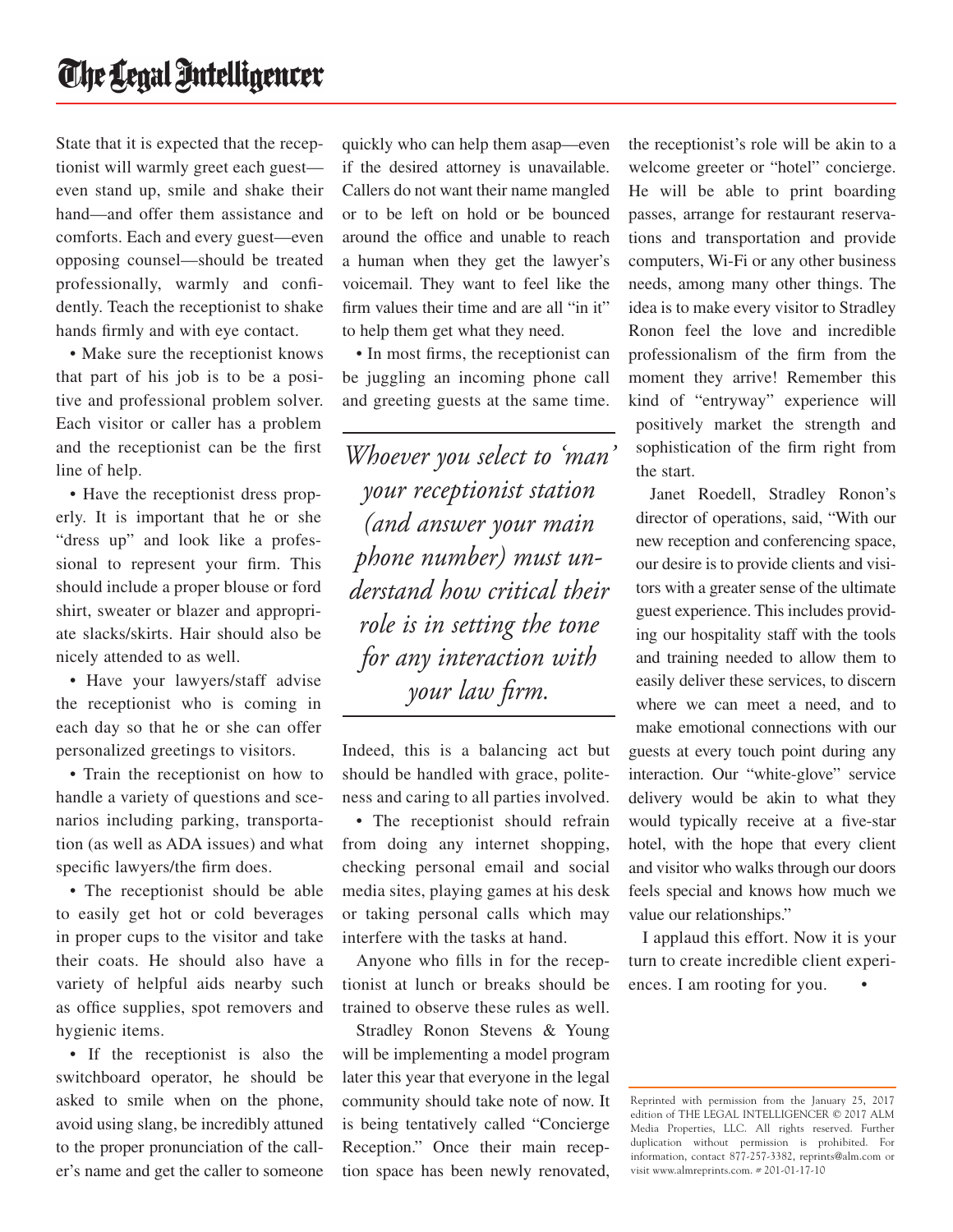State that it is expected that the receptionist will warmly greet each guest—even stand up, smile and shake their hand—and offer them assistance and comforts. Each and every guest—even opposing counsel—should be treated professionally, warmly and confidently. Teach the receptionist to shake hands firmly and with eye contact.

- Make sure the receptionist knows that part of his job is to be a positive and professional problem solver. Each visitor or caller has a problem and the receptionist can be the first line of help.
- Have the receptionist dress properly. It is important that he or she "dress up" and look like a professional to represent your firm. This should include a proper blouse or ford shirt, sweater or blazer and appropriate slacks/skirts. Hair should also be nicely attended to as well.
- Have your lawyers/staff advise the receptionist who is coming in each day so that he or she can offer personalized greetings to visitors.
- Train the receptionist on how to handle a variety of questions and scenarios including parking, transportation (as well as ADA issues) and what specific lawyers/the firm does.
- The receptionist should be able to easily get hot or cold beverages in proper cups to the visitor and take their coats. He should also have a variety of helpful aids nearby such as office supplies, spot removers and hygienic items.
- If the receptionist is also the switchboard operator, he should be asked to smile when on the phone, avoid using slang, be incredibly attuned to the proper pronunciation of the caller's name and get the caller to someone quickly who can help them asap—even if the desired attorney is unavailable. Callers do not want their name mangled or to be left on hold or be bounced around the office and unable to reach a human when they get the lawyer's voicemail. They want to feel like the firm values their time and are all "in it" to help them get what they need.
- In most firms, the receptionist can be juggling an incoming phone call and greeting guests at the same time.

*Whoever you select to 'man' your receptionist station (and answer your main phone number) must understand how critical their role is in setting the tone for any interaction with your law firm.*

Indeed, this is a balancing act but should be handled with grace, politeness and caring to all parties involved.

- The receptionist should refrain from doing any internet shopping, checking personal email and social media sites, playing games at his desk or taking personal calls which may interfere with the tasks at hand.

Anyone who fills in for the receptionist at lunch or breaks should be trained to observe these rules as well.

Stradley Ronon Stevens & Young will be implementing a model program later this year that everyone in the legal community should take note of now. It is being tentatively called "Concierge Reception." Once their main reception space has been newly renovated, the receptionist's role will be akin to a welcome greeter or "hotel" concierge. He will be able to print boarding passes, arrange for restaurant reservations and transportation and provide computers, Wi-Fi or any other business needs, among many other things. The idea is to make every visitor to Stradley Ronon feel the love and incredible professionalism of the firm from the moment they arrive! Remember this kind of "entryway" experience will positively market the strength and sophistication of the firm right from the start.

Janet Roedell, Stradley Ronon's director of operations, said, "With our new reception and conferencing space, our desire is to provide clients and visitors with a greater sense of the ultimate guest experience. This includes providing our hospitality staff with the tools and training needed to allow them to easily deliver these services, to discern where we can meet a need, and to make emotional connections with our guests at every touch point during any interaction. Our "white-glove" service delivery would be akin to what they would typically receive at a five-star hotel, with the hope that every client and visitor who walks through our doors feels special and knows how much we value our relationships."

I applaud this effort. Now it is your turn to create incredible client experiences. I am rooting for you. •

Reprinted with permission from the January 25, 2017 edition of THE LEGAL INTELLIGENCER © 2017 ALM Media Properties, LLC. All rights reserved. Further duplication without permission is prohibited. For information, contact 877-257-3382, reprints@alm.com or visit www.almreprints.com. # 201-01-17-10